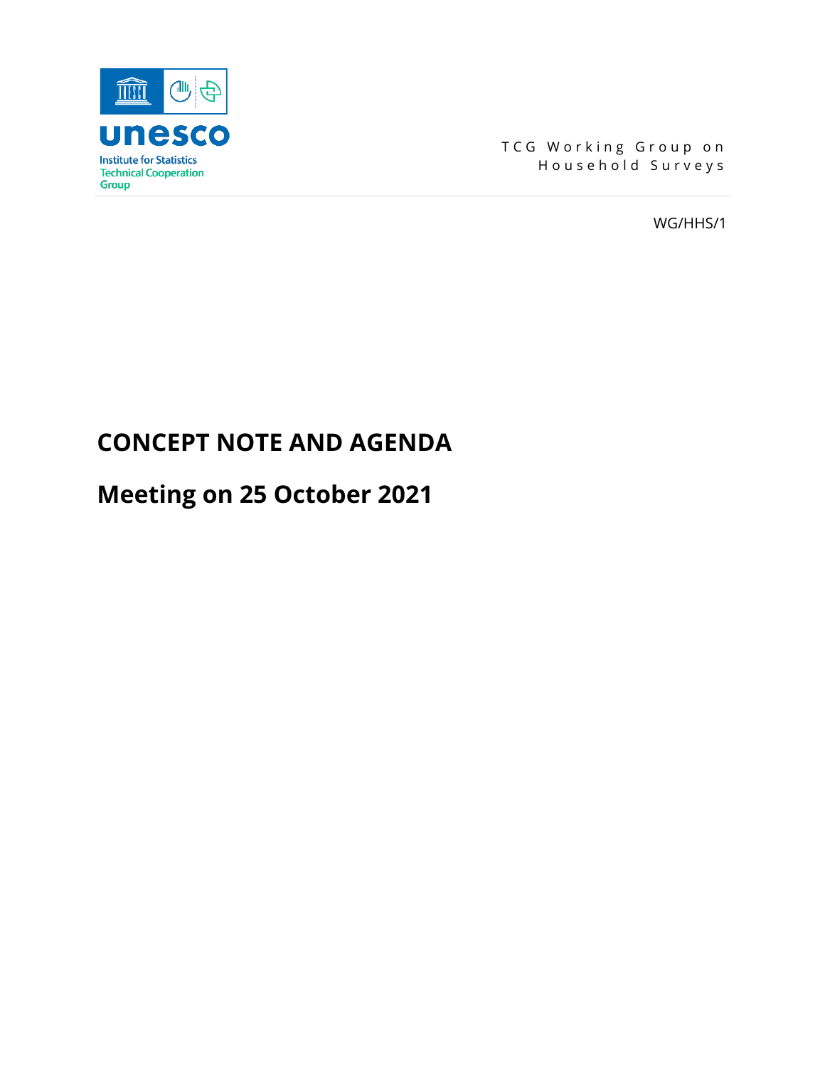unesco

Institute for Statistics
Technical Cooperation
Group

TCG Working Group on
Household Surveys

WG/HHS/1

# CONCEPT NOTE AND AGENDA

# Meeting on 25 October 2021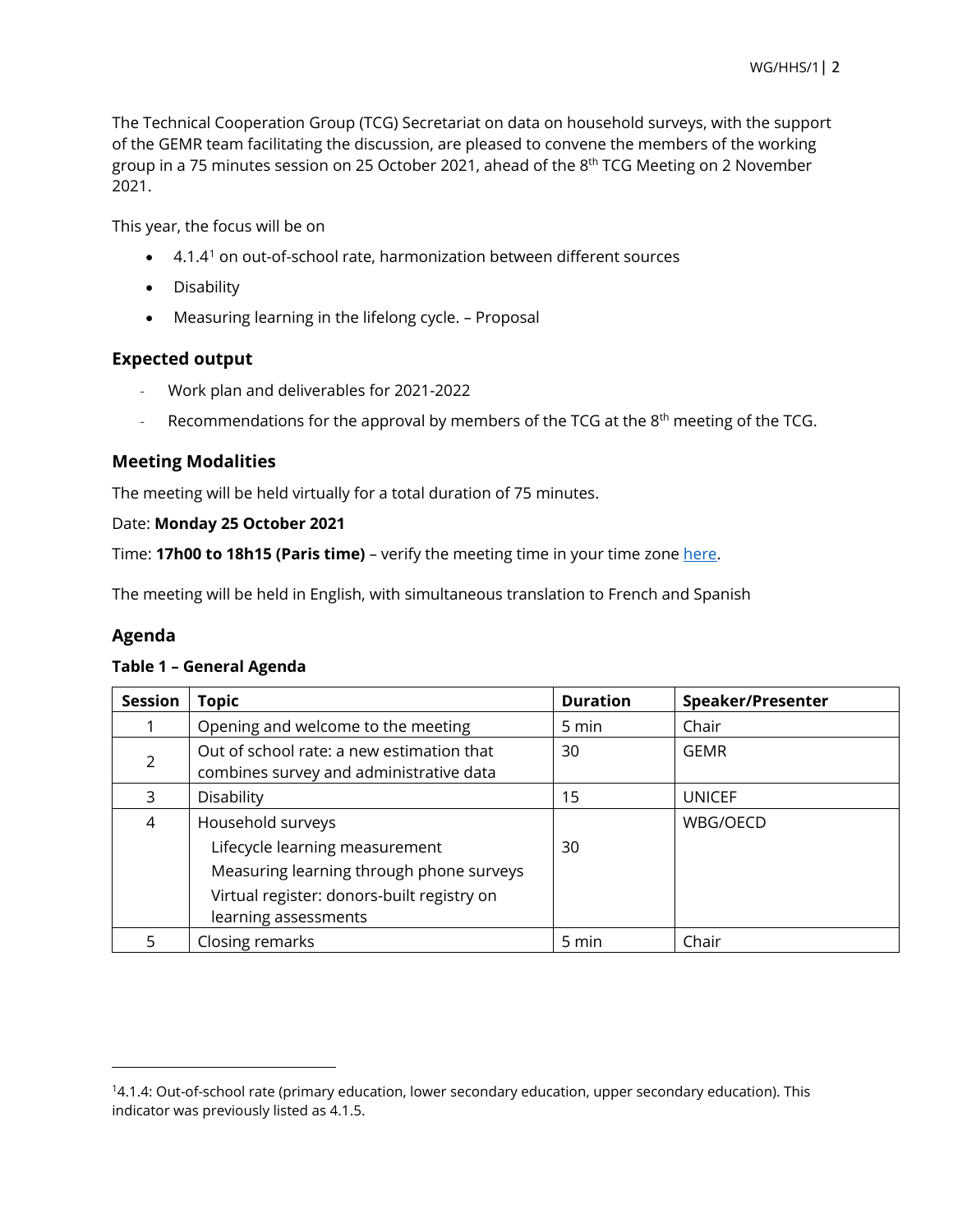The Technical Cooperation Group (TCG) Secretariat on data on household surveys, with the support of the GEMR team facilitating the discussion, are pleased to convene the members of the working group in a 75 minutes session on 25 October 2021, ahead of the 8th TCG Meeting on 2 November 2021.

This year, the focus will be on

- 4.1.4[1] on out-of-school rate, harmonization between different sources
- Disability
- Measuring learning in the lifelong cycle. – Proposal

### Expected output

- Work plan and deliverables for 2021-2022
- Recommendations for the approval by members of the TCG at the 8th meeting of the TCG.

### Meeting Modalities

The meeting will be held virtually for a total duration of 75 minutes.

Date: **Monday 25 October 2021**

Time: **17h00 to 18h15 (Paris time)** – verify the meeting time in your time zone here.

The meeting will be held in English, with simultaneous translation to French and Spanish

### Agenda

**Table 1 – General Agenda**

| Session | Topic | Duration | Speaker/Presenter |
|---|---|---|---|
| 1 | Opening and welcome to the meeting | 5 min | Chair |
| 2 | Out of school rate: a new estimation that combines survey and administrative data | 30 | GEMR |
| 3 | Disability | 15 | UNICEF |
| 4 | Household surveys<br>Lifecycle learning measurement<br>Measuring learning through phone surveys<br>Virtual register: donors-built registry on learning assessments | 30 | WBG/OECD |
| 5 | Closing remarks | 5 min | Chair |

[1] 4.1.4: Out-of-school rate (primary education, lower secondary education, upper secondary education). This indicator was previously listed as 4.1.5.